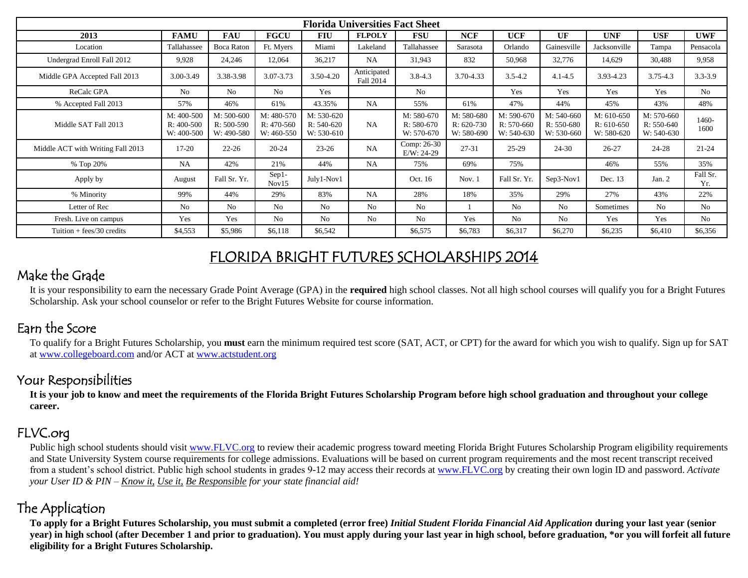| Florida Universities Fact Sheet | | | | | | | | | | | | |
|---|---|---|---|---|---|---|---|---|---|---|---|---|
| **2013** | **FAMU** | **FAU** | **FGCU** | **FIU** | **FLPOLY** | **FSU** | **NCF** | **UCF** | **UF** | **UNF** | **USF** | **UWF** |
| Location | Tallahassee | Boca Raton | Ft. Myers | Miami | Lakeland | Tallahassee | Sarasota | Orlando | Gainesville | Jacksonville | Tampa | Pensacola |
| Undergrad Enroll Fall 2012 | 9,928 | 24,246 | 12,064 | 36,217 | NA | 31,943 | 832 | 50,968 | 32,776 | 14,629 | 30,488 | 9,958 |
| Middle GPA Accepted Fall 2013 | 3.00-3.49 | 3.38-3.98 | 3.07-3.73 | 3.50-4.20 | Anticipated Fall 2014 | 3.8-4.3 | 3.70-4.33 | 3.5-4.2 | 4.1-4.5 | 3.93-4.23 | 3.75-4.3 | 3.3-3.9 |
| ReCalc GPA | No | No | No | Yes | | No | | Yes | Yes | Yes | Yes | No |
| % Accepted Fall 2013 | 57% | 46% | 61% | 43.35% | NA | 55% | 61% | 47% | 44% | 45% | 43% | 48% |
| Middle SAT Fall 2013 | M: 400-500 R: 400-500 W: 400-500 | M: 500-600 R: 500-590 W: 490-580 | M: 480-570 R: 470-560 W: 460-550 | M: 530-620 R: 540-620 W: 530-610 | NA | M: 580-670 R: 580-670 W: 570-670 | M: 580-680 R: 620-730 W: 580-690 | M: 590-670 R: 570-660 W: 540-630 | M: 540-660 R: 550-680 W: 530-660 | M: 610-650 R: 610-650 W: 580-620 | M: 570-660 R: 550-640 W: 540-630 | 1460-1600 |
| Middle ACT with Writing Fall 2013 | 17-20 | 22-26 | 20-24 | 23-26 | NA | Comp: 26-30 E/W: 24-29 | 27-31 | 25-29 | 24-30 | 26-27 | 24-28 | 21-24 |
| % Top 20% | NA | 42% | 21% | 44% | NA | 75% | 69% | 75% | | 46% | 55% | 35% |
| Apply by | August | Fall Sr. Yr. | Sep1-Nov15 | July1-Nov1 | | Oct. 16 | Nov. 1 | Fall Sr. Yr. | Sep3-Nov1 | Dec. 13 | Jan. 2 | Fall Sr. Yr. |
| % Minority | 99% | 44% | 29% | 83% | NA | 28% | 18% | 35% | 29% | 27% | 43% | 22% |
| Letter of Rec | No | No | No | No | No | No | 1 | No | No | Sometimes | No | No |
| Fresh. Live on campus | Yes | Yes | No | No | No | No | Yes | No | No | Yes | Yes | No |
| Tuition + fees/30 credits | $4,553 | $5,986 | $6,118 | $6,542 | | $6,575 | $6,783 | $6,317 | $6,270 | $6,235 | $6,410 | $6,356 |

# FLORIDA BRIGHT FUTURES SCHOLARSHIPS 2014

## Make the Grade

It is your responsibility to earn the necessary Grade Point Average (GPA) in the **required** high school classes. Not all high school courses will qualify you for a Bright Futures Scholarship. Ask your school counselor or refer to the Bright Futures Website for course information.

## Earn the Score

To qualify for a Bright Futures Scholarship, you **must** earn the minimum required test score (SAT, ACT, or CPT) for the award for which you wish to qualify. Sign up for SAT at www.collegeboard.com and/or ACT at www.actstudent.org

## Your Responsibilities

**It is your job to know and meet the requirements of the Florida Bright Futures Scholarship Program before high school graduation and throughout your college career.**

## FLVC.org

Public high school students should visit www.FLVC.org to review their academic progress toward meeting Florida Bright Futures Scholarship Program eligibility requirements and State University System course requirements for college admissions. Evaluations will be based on current program requirements and the most recent transcript received from a student's school district. Public high school students in grades 9-12 may access their records at www.FLVC.org by creating their own login ID and password. *Activate your User ID & PIN – Know it, Use it, Be Responsible for your state financial aid!*

## The Application

**To apply for a Bright Futures Scholarship, you must submit a completed (error free) *Initial Student Florida Financial Aid Application* during your last year (senior year) in high school (after December 1 and prior to graduation). You must apply during your last year in high school, before graduation, *or you will forfeit all future eligibility for a Bright Futures Scholarship.**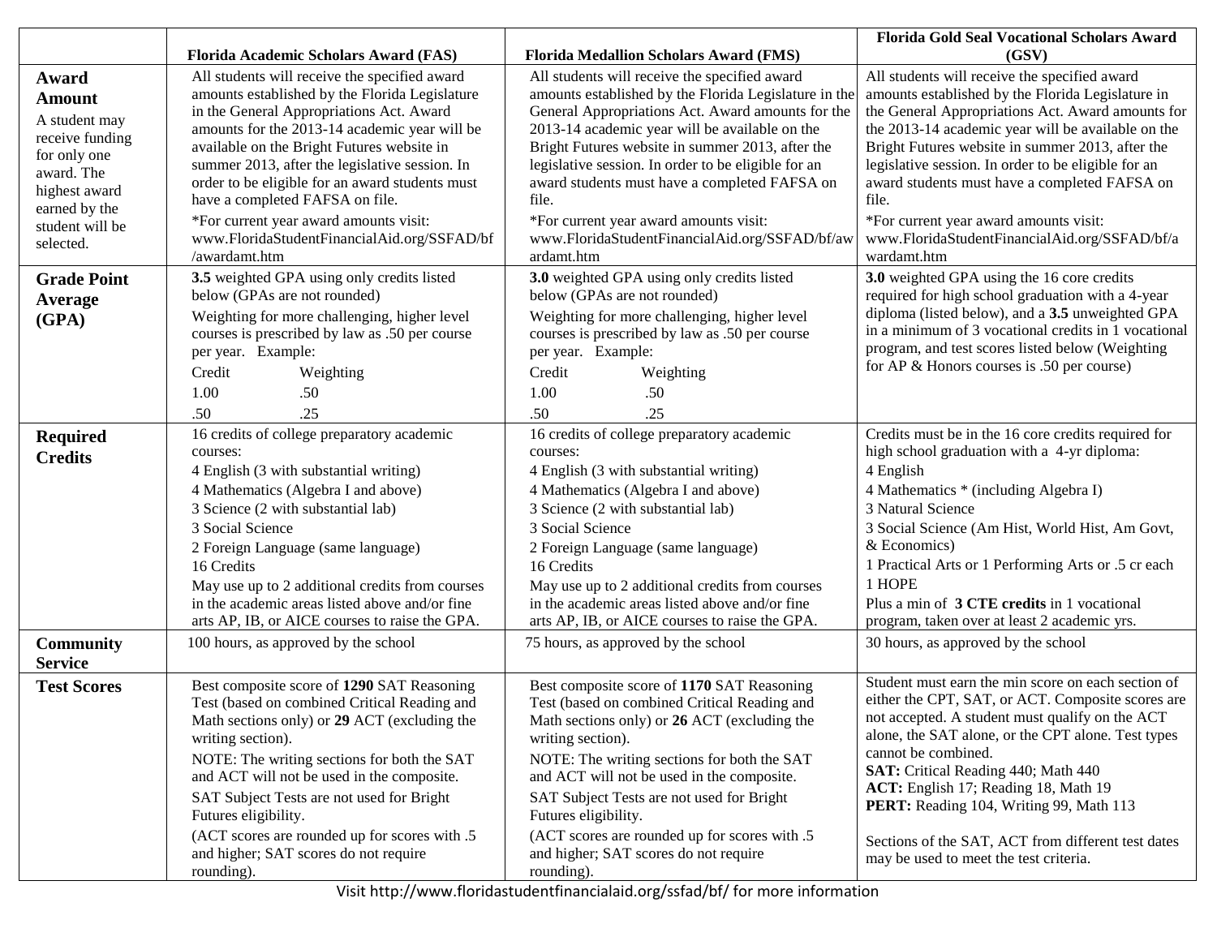| | Florida Academic Scholars Award (FAS) | Florida Medallion Scholars Award (FMS) | Florida Gold Seal Vocational Scholars Award (GSV) |
|---|---|---|---|
| **Award Amount** A student may receive funding for only one award. The highest award earned by the student will be selected. | All students will receive the specified award amounts established by the Florida Legislature in the General Appropriations Act. Award amounts for the 2013-14 academic year will be available on the Bright Futures website in summer 2013, after the legislative session. In order to be eligible for an award students must have a completed FAFSA on file.<br>*For current year award amounts visit: www.FloridaStudentFinancialAid.org/SSFAD/bf/awardamt.htm | All students will receive the specified award amounts established by the Florida Legislature in the General Appropriations Act. Award amounts for the 2013-14 academic year will be available on the Bright Futures website in summer 2013, after the legislative session. In order to be eligible for an award students must have a completed FAFSA on file.<br>*For current year award amounts visit: www.FloridaStudentFinancialAid.org/SSFAD/bf/awardamt.htm | All students will receive the specified award amounts established by the Florida Legislature in the General Appropriations Act. Award amounts for the 2013-14 academic year will be available on the Bright Futures website in summer 2013, after the legislative session. In order to be eligible for an award students must have a completed FAFSA on file.<br>*For current year award amounts visit: www.FloridaStudentFinancialAid.org/SSFAD/bf/awardamt.htm |
| **Grade Point Average (GPA)** | **3.5** weighted GPA using only credits listed below (GPAs are not rounded)<br>Weighting for more challenging, higher level courses is prescribed by law as .50 per course per year. Example:<br>Credit Weighting<br>1.00 .50<br>.50 .25 | **3.0** weighted GPA using only credits listed below (GPAs are not rounded)<br>Weighting for more challenging, higher level courses is prescribed by law as .50 per course per year. Example:<br>Credit Weighting<br>1.00 .50<br>.50 .25 | **3.0** weighted GPA using the 16 core credits required for high school graduation with a 4-year diploma (listed below), and a **3.5** unweighted GPA in a minimum of 3 vocational credits in 1 vocational program, and test scores listed below (Weighting for AP & Honors courses is .50 per course) |
| **Required Credits** | 16 credits of college preparatory academic courses:<br>4 English (3 with substantial writing)<br>4 Mathematics (Algebra I and above)<br>3 Science (2 with substantial lab)<br>3 Social Science<br>2 Foreign Language (same language)<br>16 Credits<br>May use up to 2 additional credits from courses in the academic areas listed above and/or fine arts AP, IB, or AICE courses to raise the GPA. | 16 credits of college preparatory academic courses:<br>4 English (3 with substantial writing)<br>4 Mathematics (Algebra I and above)<br>3 Science (2 with substantial lab)<br>3 Social Science<br>2 Foreign Language (same language)<br>16 Credits<br>May use up to 2 additional credits from courses in the academic areas listed above and/or fine arts AP, IB, or AICE courses to raise the GPA. | Credits must be in the 16 core credits required for high school graduation with a 4-yr diploma:<br>4 English<br>4 Mathematics * (including Algebra I)<br>3 Natural Science<br>3 Social Science (Am Hist, World Hist, Am Govt, & Economics)<br>1 Practical Arts or 1 Performing Arts or .5 cr each<br>1 HOPE<br>Plus a min of **3 CTE credits** in 1 vocational program, taken over at least 2 academic yrs. |
| **Community Service** | 100 hours, as approved by the school | 75 hours, as approved by the school | 30 hours, as approved by the school |
| **Test Scores** | Best composite score of **1290** SAT Reasoning Test (based on combined Critical Reading and Math sections only) or **29** ACT (excluding the writing section).<br>NOTE: The writing sections for both the SAT and ACT will not be used in the composite.<br>SAT Subject Tests are not used for Bright Futures eligibility.<br>(ACT scores are rounded up for scores with .5 and higher; SAT scores do not require rounding). | Best composite score of **1170** SAT Reasoning Test (based on combined Critical Reading and Math sections only) or **26** ACT (excluding the writing section).<br>NOTE: The writing sections for both the SAT and ACT will not be used in the composite.<br>SAT Subject Tests are not used for Bright Futures eligibility.<br>(ACT scores are rounded up for scores with .5 and higher; SAT scores do not require rounding). | Student must earn the min score on each section of either the CPT, SAT, or ACT. Composite scores are not accepted. A student must qualify on the ACT alone, the SAT alone, or the CPT alone. Test types cannot be combined.<br>**SAT:** Critical Reading 440; Math 440<br>**ACT:** English 17; Reading 18, Math 19<br>**PERT:** Reading 104, Writing 99, Math 113<br><br>Sections of the SAT, ACT from different test dates may be used to meet the test criteria. |

Visit http://www.floridastudentfinancialaid.org/ssfad/bf/ for more information